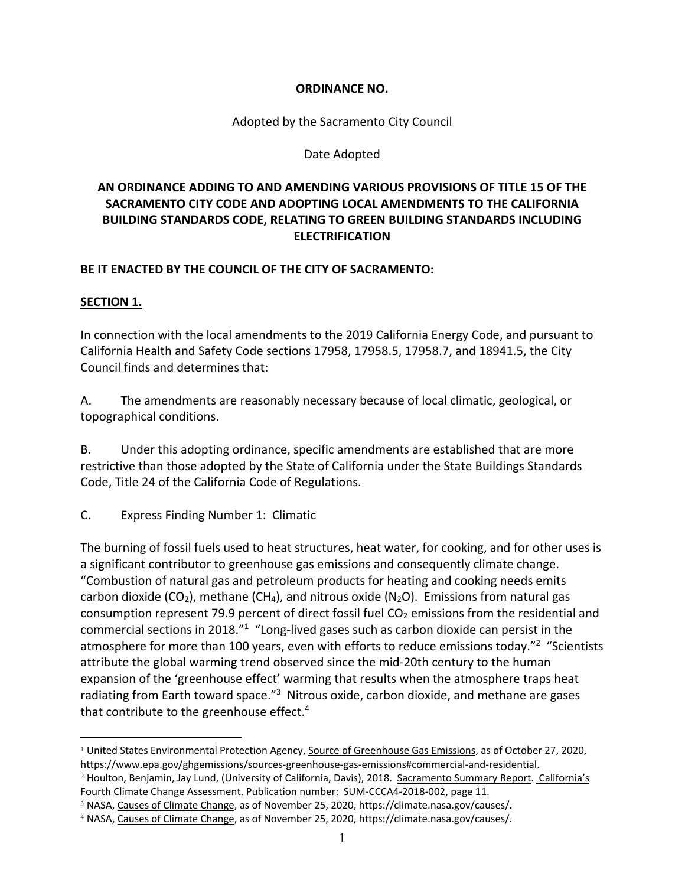**ORDINANCE NO.**

Adopted by the Sacramento City Council

Date Adopted

**AN ORDINANCE ADDING TO AND AMENDING VARIOUS PROVISIONS OF TITLE 15 OF THE SACRAMENTO CITY CODE AND ADOPTING LOCAL AMENDMENTS TO THE CALIFORNIA BUILDING STANDARDS CODE, RELATING TO GREEN BUILDING STANDARDS INCLUDING ELECTRIFICATION**

**BE IT ENACTED BY THE COUNCIL OF THE CITY OF SACRAMENTO:**

**SECTION 1.**

In connection with the local amendments to the 2019 California Energy Code, and pursuant to California Health and Safety Code sections 17958, 17958.5, 17958.7, and 18941.5, the City Council finds and determines that:

A. The amendments are reasonably necessary because of local climatic, geological, or topographical conditions.

B. Under this adopting ordinance, specific amendments are established that are more restrictive than those adopted by the State of California under the State Buildings Standards Code, Title 24 of the California Code of Regulations.

C. Express Finding Number 1: Climatic

The burning of fossil fuels used to heat structures, heat water, for cooking, and for other uses is a significant contributor to greenhouse gas emissions and consequently climate change. "Combustion of natural gas and petroleum products for heating and cooking needs emits carbon dioxide ($CO_2$), methane ($CH_4$), and nitrous oxide ($N_2O$). Emissions from natural gas consumption represent 79.9 percent of direct fossil fuel $CO_2$ emissions from the residential and commercial sections in 2018."[1] "Long-lived gases such as carbon dioxide can persist in the atmosphere for more than 100 years, even with efforts to reduce emissions today."[2] "Scientists attribute the global warming trend observed since the mid-20th century to the human expansion of the 'greenhouse effect' warming that results when the atmosphere traps heat radiating from Earth toward space."[3] Nitrous oxide, carbon dioxide, and methane are gases that contribute to the greenhouse effect.[4]

---

[1] United States Environmental Protection Agency, Source of Greenhouse Gas Emissions, as of October 27, 2020, https://www.epa.gov/ghgemissions/sources-greenhouse-gas-emissions#commercial-and-residential.

[2] Houlton, Benjamin, Jay Lund, (University of California, Davis), 2018. Sacramento Summary Report. California's Fourth Climate Change Assessment. Publication number: SUM-CCCA4-2018-002, page 11.

[3] NASA, Causes of Climate Change, as of November 25, 2020, https://climate.nasa.gov/causes/.

[4] NASA, Causes of Climate Change, as of November 25, 2020, https://climate.nasa.gov/causes/.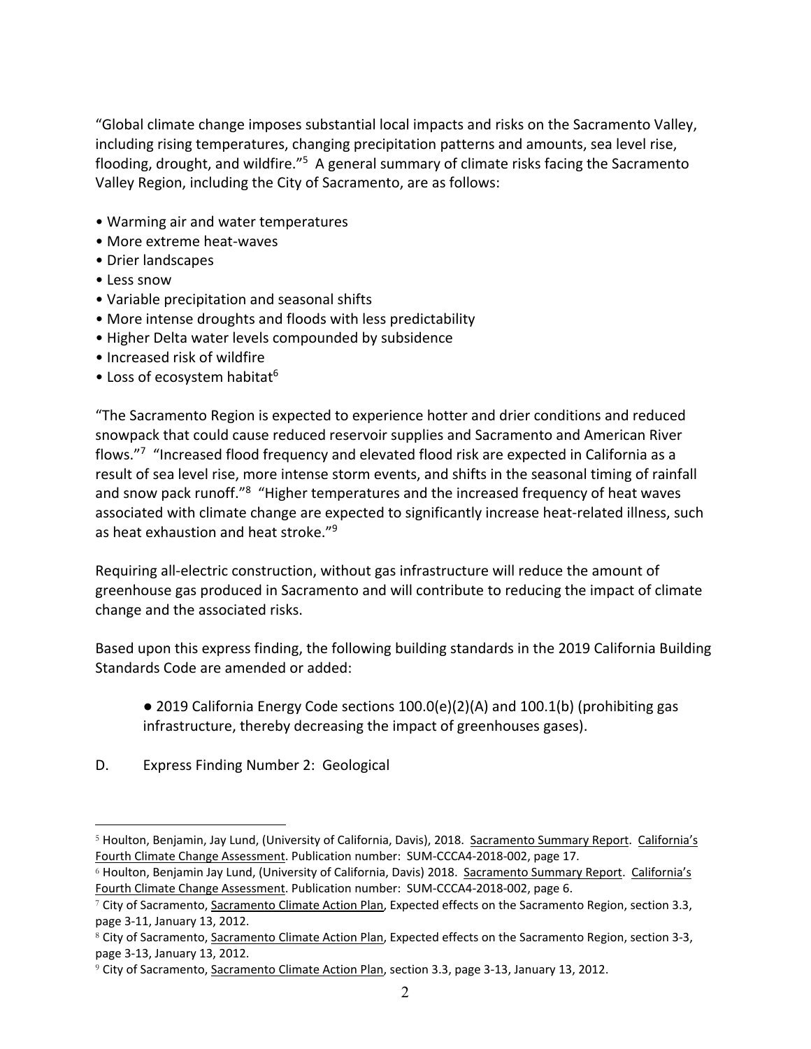"Global climate change imposes substantial local impacts and risks on the Sacramento Valley, including rising temperatures, changing precipitation patterns and amounts, sea level rise, flooding, drought, and wildfire."[5] A general summary of climate risks facing the Sacramento Valley Region, including the City of Sacramento, are as follows:

- Warming air and water temperatures
- More extreme heat-waves
- Drier landscapes
- Less snow
- Variable precipitation and seasonal shifts
- More intense droughts and floods with less predictability
- Higher Delta water levels compounded by subsidence
- Increased risk of wildfire
- Loss of ecosystem habitat[6]

"The Sacramento Region is expected to experience hotter and drier conditions and reduced snowpack that could cause reduced reservoir supplies and Sacramento and American River flows."[7] "Increased flood frequency and elevated flood risk are expected in California as a result of sea level rise, more intense storm events, and shifts in the seasonal timing of rainfall and snow pack runoff."[8] "Higher temperatures and the increased frequency of heat waves associated with climate change are expected to significantly increase heat-related illness, such as heat exhaustion and heat stroke."[9]

Requiring all-electric construction, without gas infrastructure will reduce the amount of greenhouse gas produced in Sacramento and will contribute to reducing the impact of climate change and the associated risks.

Based upon this express finding, the following building standards in the 2019 California Building Standards Code are amended or added:

> ● 2019 California Energy Code sections 100.0(e)(2)(A) and 100.1(b) (prohibiting gas infrastructure, thereby decreasing the impact of greenhouses gases).

D. Express Finding Number 2: Geological

---

[5] Houlton, Benjamin, Jay Lund, (University of California, Davis), 2018. Sacramento Summary Report. California's Fourth Climate Change Assessment. Publication number: SUM-CCCA4-2018-002, page 17.

[6] Houlton, Benjamin Jay Lund, (University of California, Davis) 2018. Sacramento Summary Report. California's Fourth Climate Change Assessment. Publication number: SUM-CCCA4-2018-002, page 6.

[7] City of Sacramento, Sacramento Climate Action Plan, Expected effects on the Sacramento Region, section 3.3, page 3-11, January 13, 2012.

[8] City of Sacramento, Sacramento Climate Action Plan, Expected effects on the Sacramento Region, section 3-3, page 3-13, January 13, 2012.

[9] City of Sacramento, Sacramento Climate Action Plan, section 3.3, page 3-13, January 13, 2012.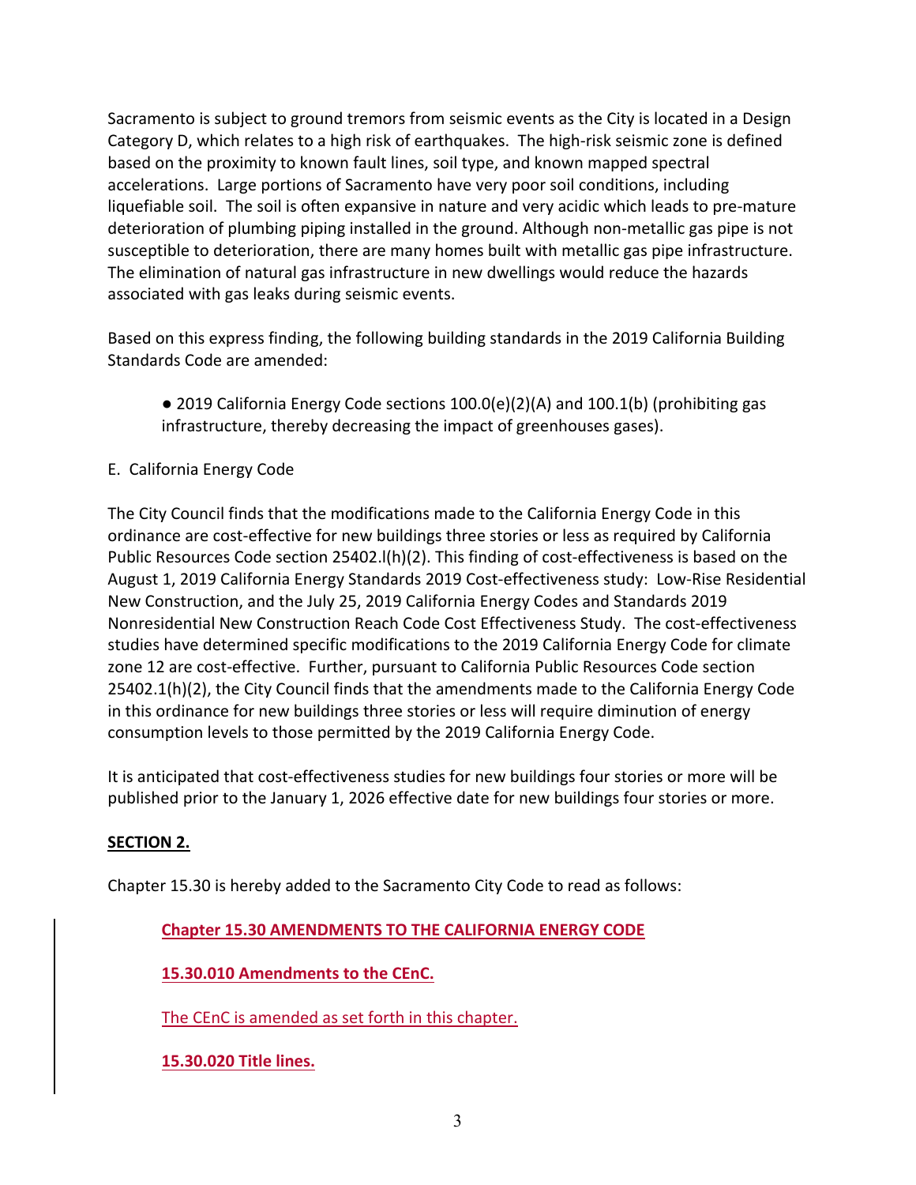Sacramento is subject to ground tremors from seismic events as the City is located in a Design Category D, which relates to a high risk of earthquakes. The high-risk seismic zone is defined based on the proximity to known fault lines, soil type, and known mapped spectral accelerations. Large portions of Sacramento have very poor soil conditions, including liquefiable soil. The soil is often expansive in nature and very acidic which leads to pre-mature deterioration of plumbing piping installed in the ground. Although non-metallic gas pipe is not susceptible to deterioration, there are many homes built with metallic gas pipe infrastructure. The elimination of natural gas infrastructure in new dwellings would reduce the hazards associated with gas leaks during seismic events.

Based on this express finding, the following building standards in the 2019 California Building Standards Code are amended:

- 2019 California Energy Code sections 100.0(e)(2)(A) and 100.1(b) (prohibiting gas infrastructure, thereby decreasing the impact of greenhouses gases).

E. California Energy Code

The City Council finds that the modifications made to the California Energy Code in this ordinance are cost-effective for new buildings three stories or less as required by California Public Resources Code section 25402.l(h)(2). This finding of cost-effectiveness is based on the August 1, 2019 California Energy Standards 2019 Cost-effectiveness study: Low-Rise Residential New Construction, and the July 25, 2019 California Energy Codes and Standards 2019 Nonresidential New Construction Reach Code Cost Effectiveness Study. The cost-effectiveness studies have determined specific modifications to the 2019 California Energy Code for climate zone 12 are cost-effective. Further, pursuant to California Public Resources Code section 25402.1(h)(2), the City Council finds that the amendments made to the California Energy Code in this ordinance for new buildings three stories or less will require diminution of energy consumption levels to those permitted by the 2019 California Energy Code.

It is anticipated that cost-effectiveness studies for new buildings four stories or more will be published prior to the January 1, 2026 effective date for new buildings four stories or more.

**SECTION 2.**

Chapter 15.30 is hereby added to the Sacramento City Code to read as follows:

**Chapter 15.30 AMENDMENTS TO THE CALIFORNIA ENERGY CODE**

**15.30.010 Amendments to the CEnC.**

The CEnC is amended as set forth in this chapter.

**15.30.020 Title lines.**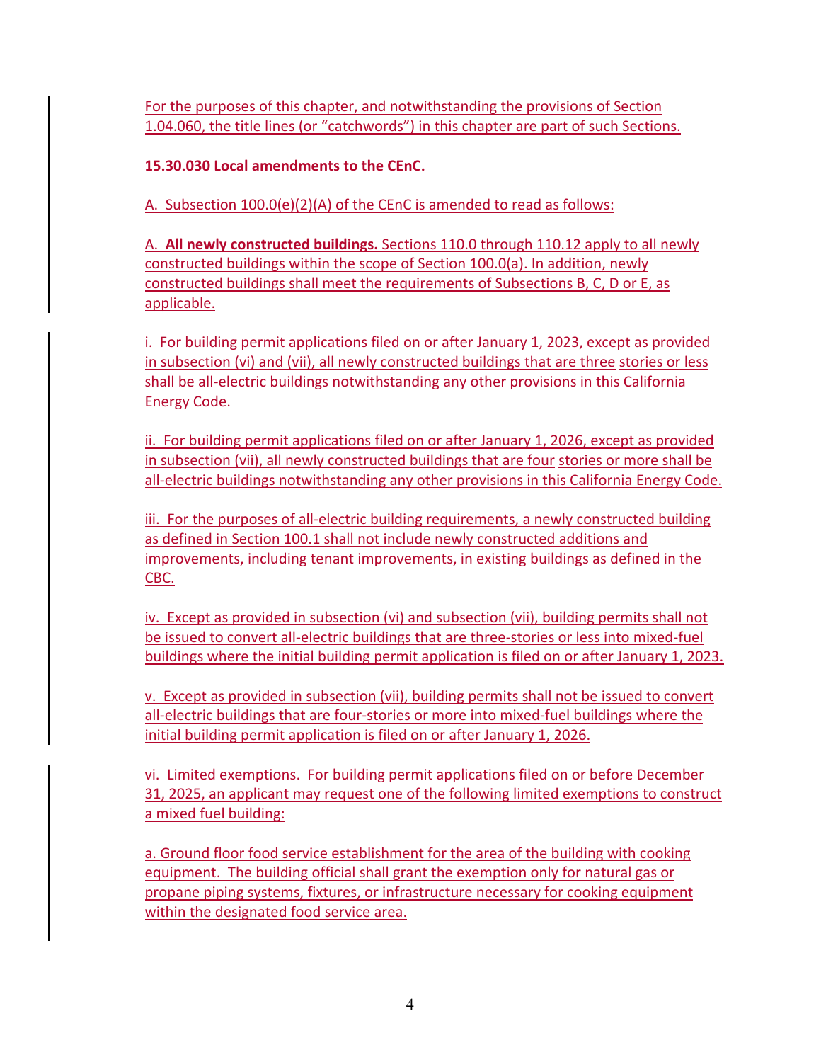For the purposes of this chapter, and notwithstanding the provisions of Section 1.04.060, the title lines (or "catchwords") in this chapter are part of such Sections.

**15.30.030 Local amendments to the CEnC.**

A. Subsection 100.0(e)(2)(A) of the CEnC is amended to read as follows:

A. **All newly constructed buildings.** Sections 110.0 through 110.12 apply to all newly constructed buildings within the scope of Section 100.0(a). In addition, newly constructed buildings shall meet the requirements of Subsections B, C, D or E, as applicable.

i. For building permit applications filed on or after January 1, 2023, except as provided in subsection (vi) and (vii), all newly constructed buildings that are three stories or less shall be all-electric buildings notwithstanding any other provisions in this California Energy Code.

ii. For building permit applications filed on or after January 1, 2026, except as provided in subsection (vii), all newly constructed buildings that are four stories or more shall be all-electric buildings notwithstanding any other provisions in this California Energy Code.

iii. For the purposes of all-electric building requirements, a newly constructed building as defined in Section 100.1 shall not include newly constructed additions and improvements, including tenant improvements, in existing buildings as defined in the CBC.

iv. Except as provided in subsection (vi) and subsection (vii), building permits shall not be issued to convert all-electric buildings that are three-stories or less into mixed-fuel buildings where the initial building permit application is filed on or after January 1, 2023.

v. Except as provided in subsection (vii), building permits shall not be issued to convert all-electric buildings that are four-stories or more into mixed-fuel buildings where the initial building permit application is filed on or after January 1, 2026.

vi. Limited exemptions. For building permit applications filed on or before December 31, 2025, an applicant may request one of the following limited exemptions to construct a mixed fuel building:

a. Ground floor food service establishment for the area of the building with cooking equipment. The building official shall grant the exemption only for natural gas or propane piping systems, fixtures, or infrastructure necessary for cooking equipment within the designated food service area.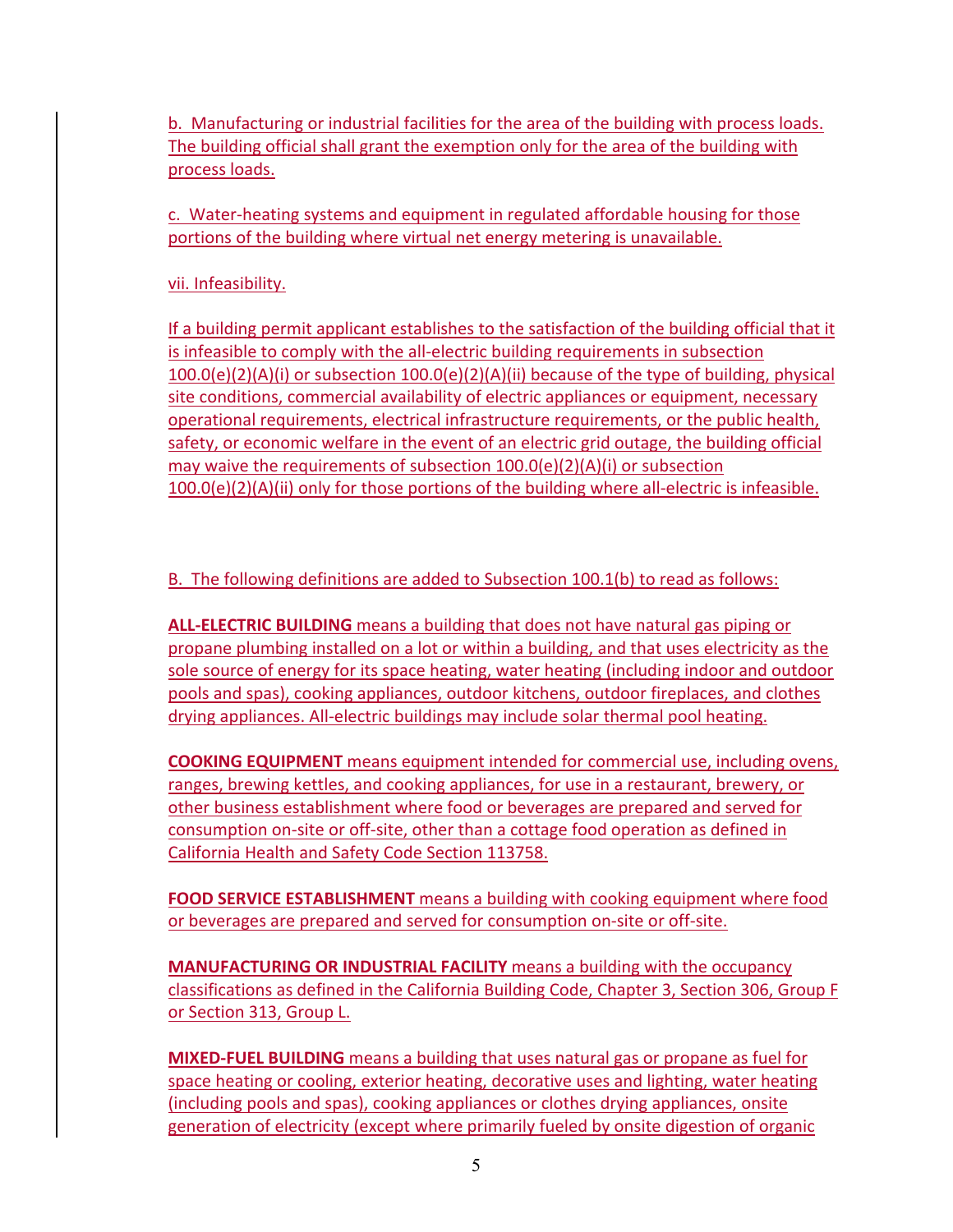b. Manufacturing or industrial facilities for the area of the building with process loads. The building official shall grant the exemption only for the area of the building with process loads.

c. Water-heating systems and equipment in regulated affordable housing for those portions of the building where virtual net energy metering is unavailable.

vii. Infeasibility.

If a building permit applicant establishes to the satisfaction of the building official that it is infeasible to comply with the all-electric building requirements in subsection 100.0(e)(2)(A)(i) or subsection 100.0(e)(2)(A)(ii) because of the type of building, physical site conditions, commercial availability of electric appliances or equipment, necessary operational requirements, electrical infrastructure requirements, or the public health, safety, or economic welfare in the event of an electric grid outage, the building official may waive the requirements of subsection 100.0(e)(2)(A)(i) or subsection 100.0(e)(2)(A)(ii) only for those portions of the building where all-electric is infeasible.

B. The following definitions are added to Subsection 100.1(b) to read as follows:

**ALL-ELECTRIC BUILDING** means a building that does not have natural gas piping or propane plumbing installed on a lot or within a building, and that uses electricity as the sole source of energy for its space heating, water heating (including indoor and outdoor pools and spas), cooking appliances, outdoor kitchens, outdoor fireplaces, and clothes drying appliances. All-electric buildings may include solar thermal pool heating.

**COOKING EQUIPMENT** means equipment intended for commercial use, including ovens, ranges, brewing kettles, and cooking appliances, for use in a restaurant, brewery, or other business establishment where food or beverages are prepared and served for consumption on-site or off-site, other than a cottage food operation as defined in California Health and Safety Code Section 113758.

**FOOD SERVICE ESTABLISHMENT** means a building with cooking equipment where food or beverages are prepared and served for consumption on-site or off-site.

**MANUFACTURING OR INDUSTRIAL FACILITY** means a building with the occupancy classifications as defined in the California Building Code, Chapter 3, Section 306, Group F or Section 313, Group L.

**MIXED-FUEL BUILDING** means a building that uses natural gas or propane as fuel for space heating or cooling, exterior heating, decorative uses and lighting, water heating (including pools and spas), cooking appliances or clothes drying appliances, onsite generation of electricity (except where primarily fueled by onsite digestion of organic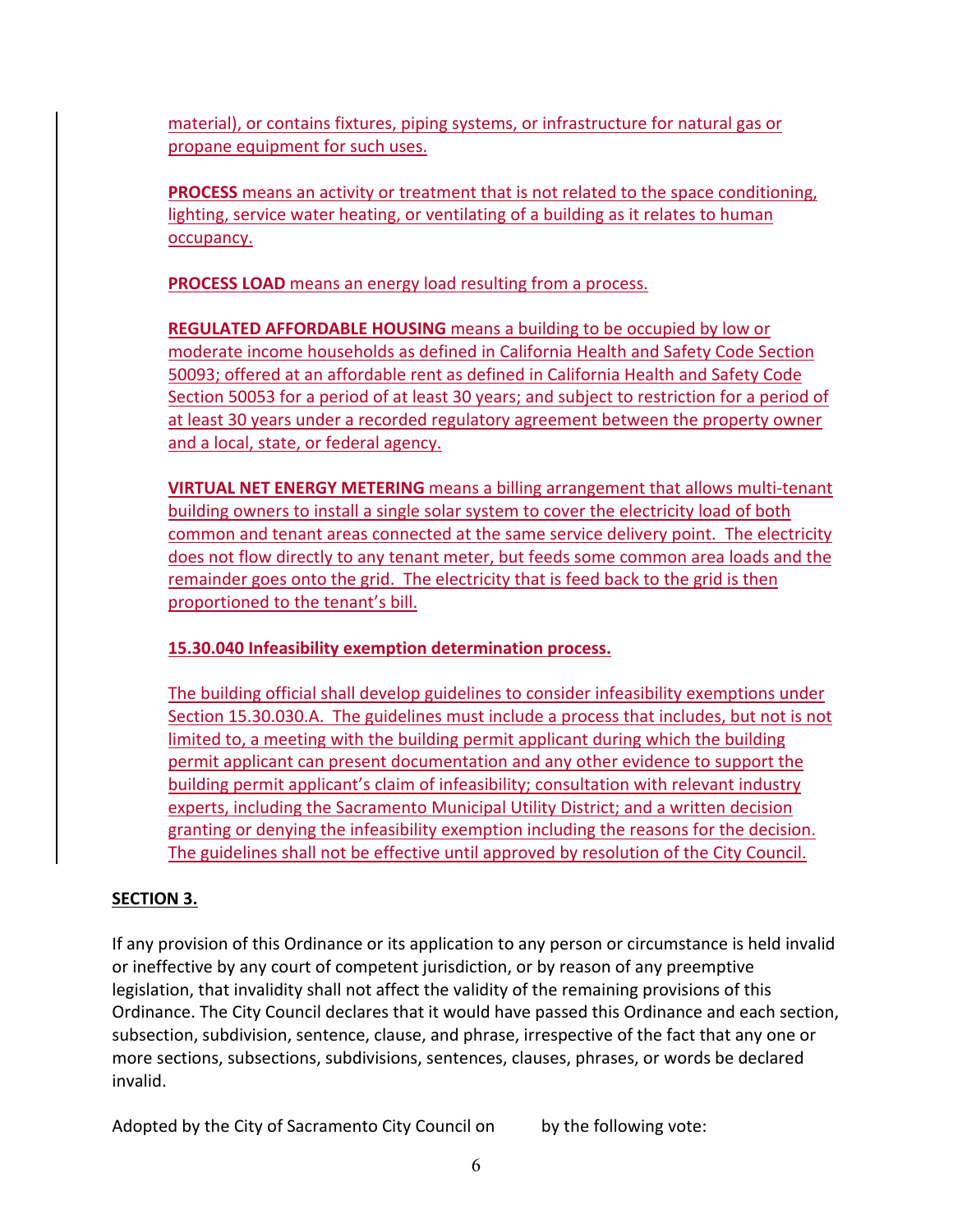material), or contains fixtures, piping systems, or infrastructure for natural gas or propane equipment for such uses.

**PROCESS** means an activity or treatment that is not related to the space conditioning, lighting, service water heating, or ventilating of a building as it relates to human occupancy.

**PROCESS LOAD** means an energy load resulting from a process.

**REGULATED AFFORDABLE HOUSING** means a building to be occupied by low or moderate income households as defined in California Health and Safety Code Section 50093; offered at an affordable rent as defined in California Health and Safety Code Section 50053 for a period of at least 30 years; and subject to restriction for a period of at least 30 years under a recorded regulatory agreement between the property owner and a local, state, or federal agency.

**VIRTUAL NET ENERGY METERING** means a billing arrangement that allows multi-tenant building owners to install a single solar system to cover the electricity load of both common and tenant areas connected at the same service delivery point. The electricity does not flow directly to any tenant meter, but feeds some common area loads and the remainder goes onto the grid. The electricity that is feed back to the grid is then proportioned to the tenant's bill.

**15.30.040 Infeasibility exemption determination process.**

The building official shall develop guidelines to consider infeasibility exemptions under Section 15.30.030.A. The guidelines must include a process that includes, but not is not limited to, a meeting with the building permit applicant during which the building permit applicant can present documentation and any other evidence to support the building permit applicant's claim of infeasibility; consultation with relevant industry experts, including the Sacramento Municipal Utility District; and a written decision granting or denying the infeasibility exemption including the reasons for the decision. The guidelines shall not be effective until approved by resolution of the City Council.

**SECTION 3.**

If any provision of this Ordinance or its application to any person or circumstance is held invalid or ineffective by any court of competent jurisdiction, or by reason of any preemptive legislation, that invalidity shall not affect the validity of the remaining provisions of this Ordinance. The City Council declares that it would have passed this Ordinance and each section, subsection, subdivision, sentence, clause, and phrase, irrespective of the fact that any one or more sections, subsections, subdivisions, sentences, clauses, phrases, or words be declared invalid.

Adopted by the City of Sacramento City Council on by the following vote: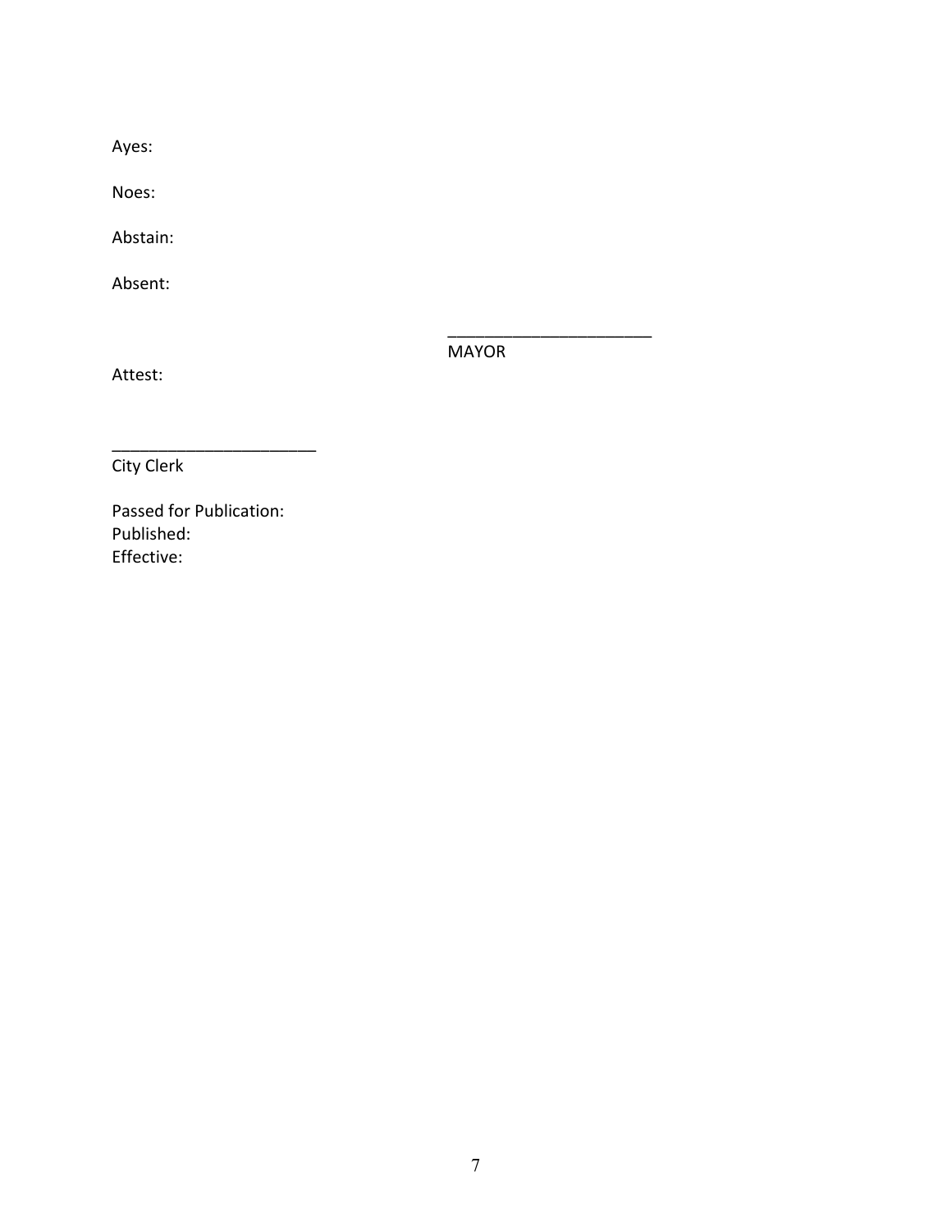Ayes:

Noes:

Abstain:

Absent:

______________________
MAYOR

Attest:

______________________
City Clerk

Passed for Publication:
Published:
Effective: